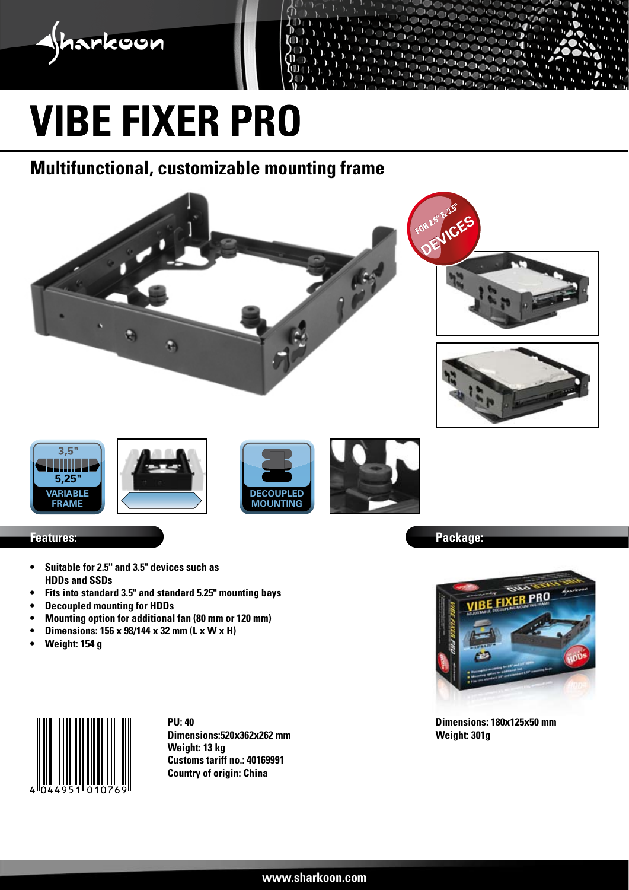# VIBE FIXER PRO

## Multifunctional, customizable mounting frame

FOR 2.5" & 3.5" DEVICES

3,5"
5,25"
VARIABLE FRAME

DECOUPLED MOUNTING

### Features:

- Suitable for 2.5" and 3.5" devices such as HDDs and SSDs
- Fits into standard 3.5" and standard 5.25" mounting bays
- Decoupled mounting for HDDs
- Mounting option for additional fan (80 mm or 120 mm)
- Dimensions: 156 x 98/144 x 32 mm (L x W x H)
- Weight: 154 g

4 044951 010769

**PU: 40**
**Dimensions:520x362x262 mm**
**Weight: 13 kg**
**Customs tariff no.: 40169991**
**Country of origin: China**

### Package:

**Dimensions: 180x125x50 mm**
**Weight: 301g**

www.sharkoon.com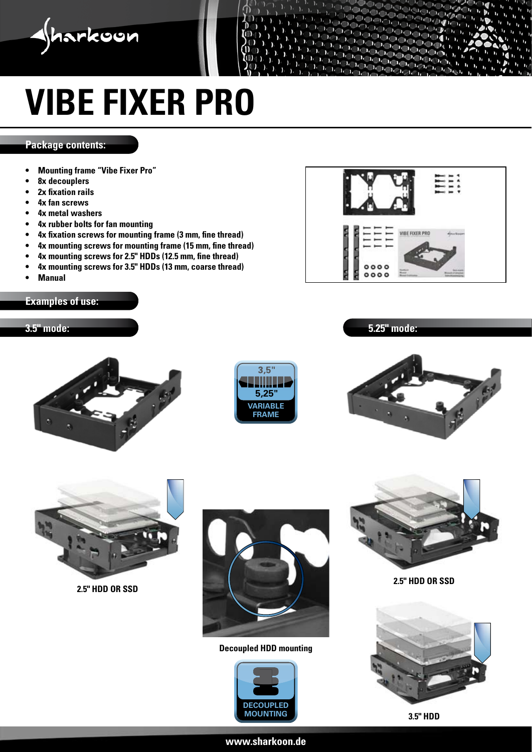# VIBE FIXER PRO

## Package contents:

- Mounting frame "Vibe Fixer Pro"
- 8x decouplers
- 2x fixation rails
- 4x fan screws
- 4x metal washers
- 4x rubber bolts for fan mounting
- 4x fixation screws for mounting frame (3 mm, fine thread)
- 4x mounting screws for mounting frame (15 mm, fine thread)
- 4x mounting screws for 2.5" HDDs (12.5 mm, fine thread)
- 4x mounting screws for 3.5" HDDs (13 mm, coarse thread)
- Manual

## Examples of use:

### 3.5" mode:

3,5"
5,25"
VARIABLE FRAME

2.5" HDD OR SSD

Decoupled HDD mounting

DECOUPLED MOUNTING

### 5.25" mode:

2.5" HDD OR SSD

3.5" HDD

www.sharkoon.de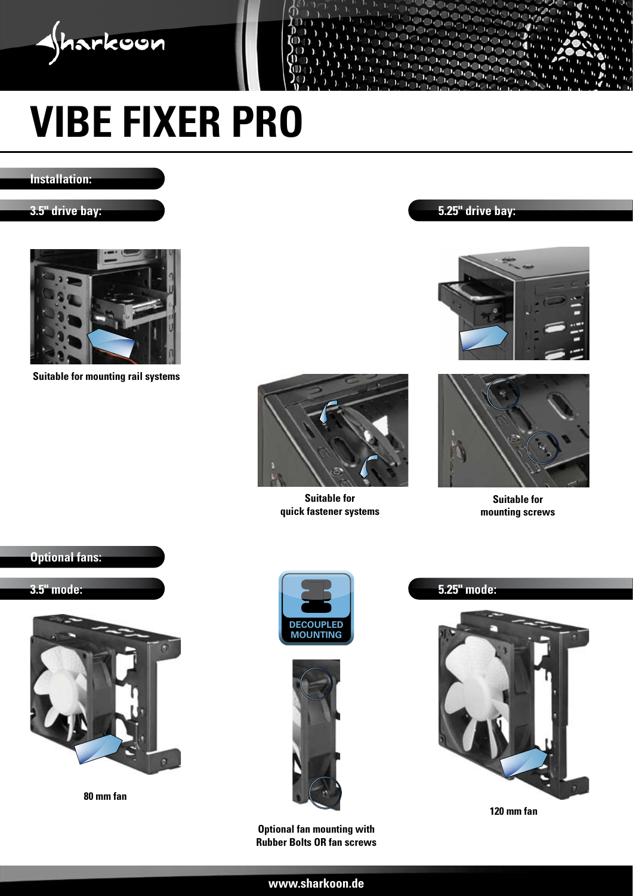# VIBE FIXER PRO

## Installation:

### 3.5" drive bay:

Suitable for mounting rail systems

### 5.25" drive bay:

Suitable for quick fastener systems

Suitable for mounting screws

## Optional fans:

### 3.5" mode:

80 mm fan

DECOUPLED MOUNTING

Optional fan mounting with Rubber Bolts OR fan screws

### 5.25" mode:

120 mm fan

www.sharkoon.de